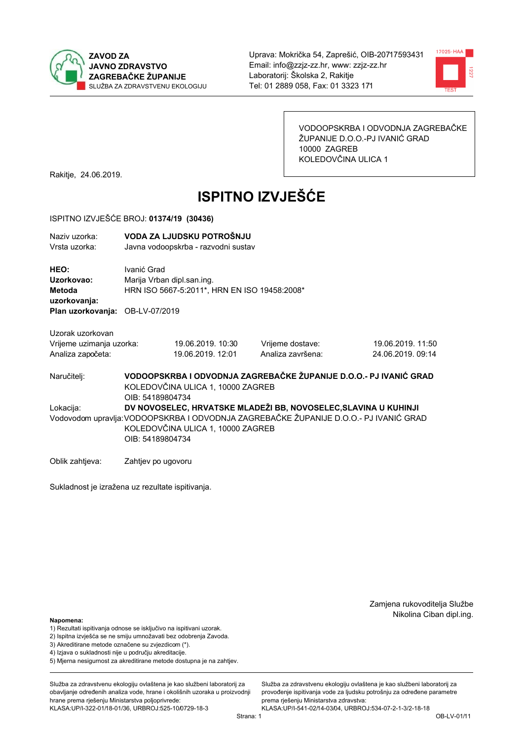ZAVOD ZA JAVNO ZDRAVSTVO ZAGREBAČKE ŽUPANIJE
SLUŽBA ZA ZDRAVSTVENU EKOLOGIJU

Uprava: Mokrička 54, Zaprešić, OIB-20717593431
Email: info@zzjz-zz.hr, www: zzjz-zz.hr
Laboratorij: Školska 2, Rakitje
Tel: 01 2889 058, Fax: 01 3323 171

VODOOPSKRBA I ODVODNJA ZAGREBAČKE ŽUPANIJE D.O.O.-PJ IVANIĆ GRAD
10000 ZAGREB
KOLEDOVČINA ULICA 1

Rakitje, 24.06.2019.

# ISPITNO IZVJEŠĆE

ISPITNO IZVJEŠĆE BROJ: **01374/19 (30436)**

Naziv uzorka: **VODA ZA LJUDSKU POTROŠNJU**
Vrsta uzorka: Javna vodoopskrba - razvodni sustav

**HEO:** Ivanić Grad
**Uzorkovao:** Marija Vrban dipl.san.ing.
**Metoda uzorkovanja:** HRN ISO 5667-5:2011*, HRN EN ISO 19458:2008*
**Plan uzorkovanja:** OB-LV-07/2019

Uzorak uzorkovan

| | | | |
|---|---|---|---|
| Vrijeme uzimanja uzorka: | 19.06.2019. 10:30 | Vrijeme dostave: | 19.06.2019. 11:50 |
| Analiza započeta: | 19.06.2019. 12:01 | Analiza završena: | 24.06.2019. 09:14 |

Naručitelj: **VODOOPSKRBA I ODVODNJA ZAGREBAČKE ŽUPANIJE D.O.O.- PJ IVANIĆ GRAD**
KOLEDOVČINA ULICA 1, 10000 ZAGREB
OIB: 54189804734

Lokacija: **DV NOVOSELEC, HRVATSKE MLADEŽI BB, NOVOSELEC,SLAVINA U KUHINJI**

Vodovodom upravlja: VODOOPSKRBA I ODVODNJA ZAGREBAČKE ŽUPANIJE D.O.O.- PJ IVANIĆ GRAD
KOLEDOVČINA ULICA 1, 10000 ZAGREB
OIB: 54189804734

Oblik zahtjeva: Zahtjev po ugovoru

Sukladnost je izražena uz rezultate ispitivanja.

Zamjena rukovoditelja Službe
Nikolina Ciban dipl.ing.

**Napomena:**
1) Rezultati ispitivanja odnose se isključivo na ispitivani uzorak.
2) Ispitna izvješća se ne smiju umnožavati bez odobrenja Zavoda.
3) Akreditirane metode označene su zvjezdicom (*).
4) Izjava o sukladnosti nije u području akreditacije.
5) Mjerna nesigurnost za akreditirane metode dostupna je na zahtjev.

Služba za zdravstvenu ekologiju ovlaštena je kao službeni laboratorij za obavljanje određenih analiza vode, hrane i okolišnih uzoraka u proizvodnji hrane prema rješenju Ministarstva poljoprivrede: KLASA:UP/I-322-01/18-01/36, URBROJ:525-10/0729-18-3

Služba za zdravstvenu ekologiju ovlaštena je kao službeni laboratorij za provođenje ispitivanja vode za ljudsku potrošnju za određene parametre prema rješenju Ministarstva zdravstva: KLASA:UP/I-541-02/14-03/04, URBROJ:534-07-2-1-3/2-18-18

OB-LV-01/11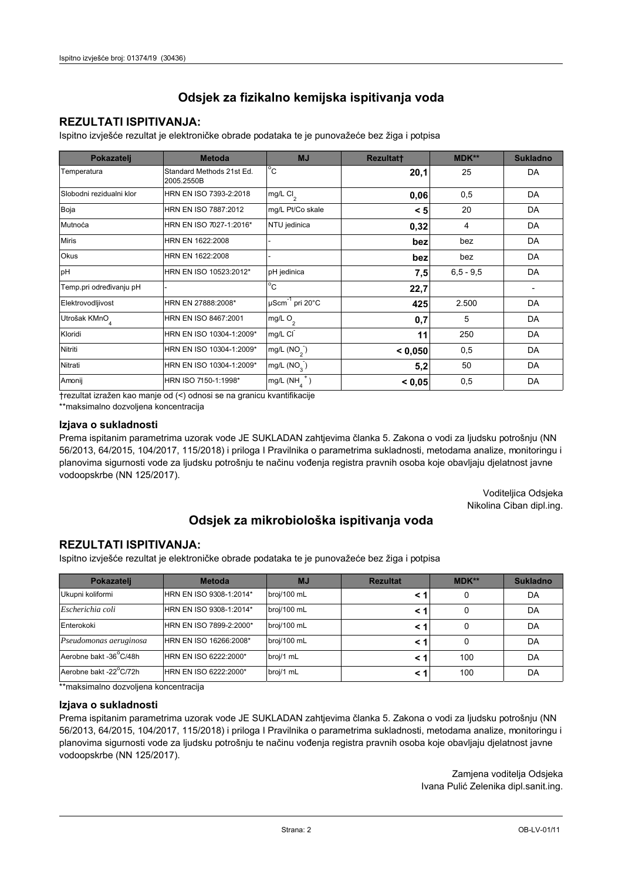## Odsjek za fizikalno kemijska ispitivanja voda

### REZULTATI ISPITIVANJA:

Ispitno izvješće rezultat je elektroničke obrade podataka te je punovažeće bez žiga i potpisa

| Pokazatelj | Metoda | MJ | Rezultat† | MDK** | Sukladno |
|---|---|---|---|---|---|
| Temperatura | Standard Methods 21st Ed. 2005.2550B | °C | **20,1** | 25 | DA |
| Slobodni rezidualni klor | HRN EN ISO 7393-2:2018 | mg/L $Cl_2$ | **0,06** | 0,5 | DA |
| Boja | HRN EN ISO 7887:2012 | mg/L Pt/Co skale | **< 5** | 20 | DA |
| Mutnoća | HRN EN ISO 7027-1:2016* | NTU jedinica | **0,32** | 4 | DA |
| Miris | HRN EN 1622:2008 | - | **bez** | bez | DA |
| Okus | HRN EN 1622:2008 | - | **bez** | bez | DA |
| pH | HRN EN ISO 10523:2012* | pH jedinica | **7,5** | 6,5 - 9,5 | DA |
| Temp.pri određivanju pH | - | °C | **22,7** | | - |
| Elektrovodljivost | HRN EN 27888:2008* | $\mu Scm^{-1}$ pri 20°C | **425** | 2.500 | DA |
| Utrošak $KMnO_4$ | HRN EN ISO 8467:2001 | mg/L $O_2$ | **0,7** | 5 | DA |
| Kloridi | HRN EN ISO 10304-1:2009* | mg/L $Cl^-$ | **11** | 250 | DA |
| Nitriti | HRN EN ISO 10304-1:2009* | mg/L ($NO_2^-$) | **< 0,050** | 0,5 | DA |
| Nitrati | HRN EN ISO 10304-1:2009* | mg/L ($NO_3^-$) | **5,2** | 50 | DA |
| Amonij | HRN ISO 7150-1:1998* | mg/L ($NH_4^+$) | **< 0,05** | 0,5 | DA |

†rezultat izražen kao manje od (<) odnosi se na granicu kvantifikacije

**maksimalno dozvoljena koncentracija

### Izjava o sukladnosti

Prema ispitanim parametrima uzorak vode JE SUKLADAN zahtjevima članka 5. Zakona o vodi za ljudsku potrošnju (NN 56/2013, 64/2015, 104/2017, 115/2018) i priloga I Pravilnika o parametrima sukladnosti, metodama analize, monitoringu i planovima sigurnosti vode za ljudsku potrošnju te načinu vođenja registra pravnih osoba koje obavljaju djelatnost javne vodoopskrbe (NN 125/2017).

Voditeljica Odsjeka
Nikolina Ciban dipl.ing.

## Odsjek za mikrobiološka ispitivanja voda

### REZULTATI ISPITIVANJA:

Ispitno izvješće rezultat je elektroničke obrade podataka te je punovažeće bez žiga i potpisa

| Pokazatelj | Metoda | MJ | Rezultat | MDK** | Sukladno |
|---|---|---|---|---|---|
| Ukupni koliformi | HRN EN ISO 9308-1:2014* | broj/100 mL | **< 1** | 0 | DA |
| *Escherichia coli* | HRN EN ISO 9308-1:2014* | broj/100 mL | **< 1** | 0 | DA |
| Enterokoki | HRN EN ISO 7899-2:2000* | broj/100 mL | **< 1** | 0 | DA |
| *Pseudomonas aeruginosa* | HRN EN ISO 16266:2008* | broj/100 mL | **< 1** | 0 | DA |
| Aerobne bakt -36°C/48h | HRN EN ISO 6222:2000* | broj/1 mL | **< 1** | 100 | DA |
| Aerobne bakt -22°C/72h | HRN EN ISO 6222:2000* | broj/1 mL | **< 1** | 100 | DA |

**maksimalno dozvoljena koncentracija

### Izjava o sukladnosti

Prema ispitanim parametrima uzorak vode JE SUKLADAN zahtjevima članka 5. Zakona o vodi za ljudsku potrošnju (NN 56/2013, 64/2015, 104/2017, 115/2018) i priloga I Pravilnika o parametrima sukladnosti, metodama analize, monitoringu i planovima sigurnosti vode za ljudsku potrošnju te načinu vođenja registra pravnih osoba koje obavljaju djelatnost javne vodoopskrbe (NN 125/2017).

Zamjena voditelja Odsjeka
Ivana Pulić Zelenika dipl.sanit.ing.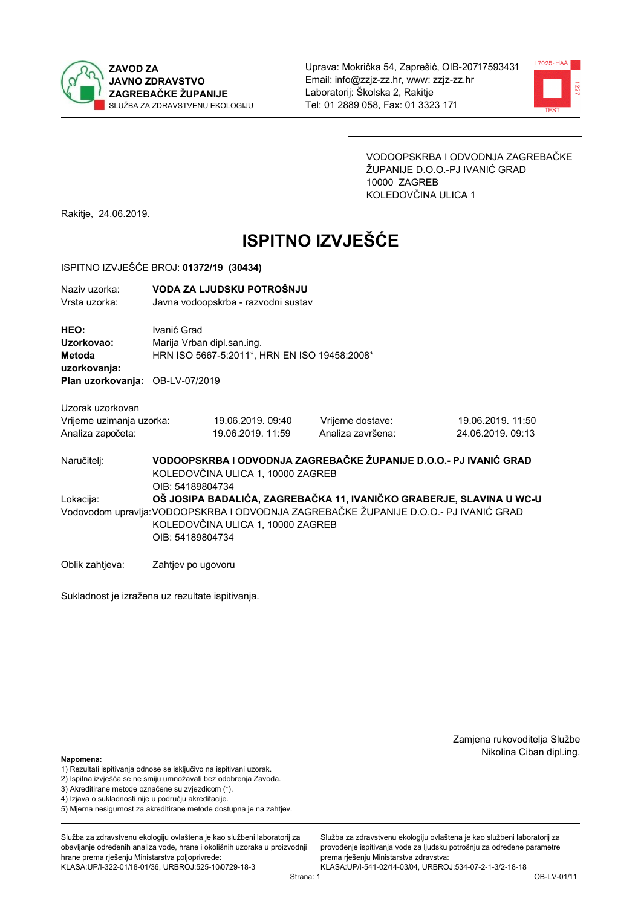**ZAVOD ZA JAVNO ZDRAVSTVO ZAGREBAČKE ŽUPANIJE**
SLUŽBA ZA ZDRAVSTVENU EKOLOGIJU

Uprava: Mokrička 54, Zaprešić, OIB-20717593431
Email: info@zzjz-zz.hr, www: zzjz-zz.hr
Laboratorij: Školska 2, Rakitje
Tel: 01 2889 058, Fax: 01 3323 171

VODOOPSKRBA I ODVODNJA ZAGREBAČKE ŽUPANIJE D.O.O.-PJ IVANIĆ GRAD
10000 ZAGREB
KOLEDOVČINA ULICA 1

Rakitje, 24.06.2019.

# ISPITNO IZVJEŠĆE

ISPITNO IZVJEŠĆE BROJ: **01372/19 (30434)**

| | |
|---|---|
| Naziv uzorka: | **VODA ZA LJUDSKU POTROŠNJU** |
| Vrsta uzorka: | Javna vodoopskrba - razvodni sustav |
| **HEO:** | Ivanić Grad |
| **Uzorkovao:** | Marija Vrban dipl.san.ing. |
| **Metoda uzorkovanja:** | HRN ISO 5667-5:2011*, HRN EN ISO 19458:2008* |
| **Plan uzorkovanja:** | OB-LV-07/2019 |

Uzorak uzorkovan

| | | | |
|---|---|---|---|
| Vrijeme uzimanja uzorka: | 19.06.2019. 09:40 | Vrijeme dostave: | 19.06.2019. 11:50 |
| Analiza započeta: | 19.06.2019. 11:59 | Analiza završena: | 24.06.2019. 09:13 |

Naručitelj: **VODOOPSKRBA I ODVODNJA ZAGREBAČKE ŽUPANIJE D.O.O.- PJ IVANIĆ GRAD**
KOLEDOVČINA ULICA 1, 10000 ZAGREB
OIB: 54189804734

Lokacija: **OŠ JOSIPA BADALIĆA, ZAGREBAČKA 11, IVANIČKO GRABERJE, SLAVINA U WC-U**

Vodovodom upravlja: VODOOPSKRBA I ODVODNJA ZAGREBAČKE ŽUPANIJE D.O.O.- PJ IVANIĆ GRAD
KOLEDOVČINA ULICA 1, 10000 ZAGREB
OIB: 54189804734

Oblik zahtjeva: Zahtjev po ugovoru

Sukladnost je izražena uz rezultate ispitivanja.

Zamjena rukovoditelja Službe
Nikolina Ciban dipl.ing.

**Napomena:**
1) Rezultati ispitivanja odnose se isključivo na ispitivani uzorak.
2) Ispitna izvješća se ne smiju umnožavati bez odobrenja Zavoda.
3) Akreditirane metode označene su zvjezdicom (*).
4) Izjava o sukladnosti nije u području akreditacije.
5) Mjerna nesigurnost za akreditirane metode dostupna je na zahtjev.

Služba za zdravstvenu ekologiju ovlaštena je kao službeni laboratorij za obavljanje određenih analiza vode, hrane i okolišnih uzoraka u proizvodnji hrane prema rješenju Ministarstva poljoprivrede: KLASA:UP/I-322-01/18-01/36, URBROJ:525-10/0729-18-3

Služba za zdravstvenu ekologiju ovlaštena je kao službeni laboratorij za provođenje ispitivanja vode za ljudsku potrošnju za određene parametre prema rješenju Ministarstva zdravstva: KLASA:UP/I-541-02/14-03/04, URBROJ:534-07-2-1-3/2-18-18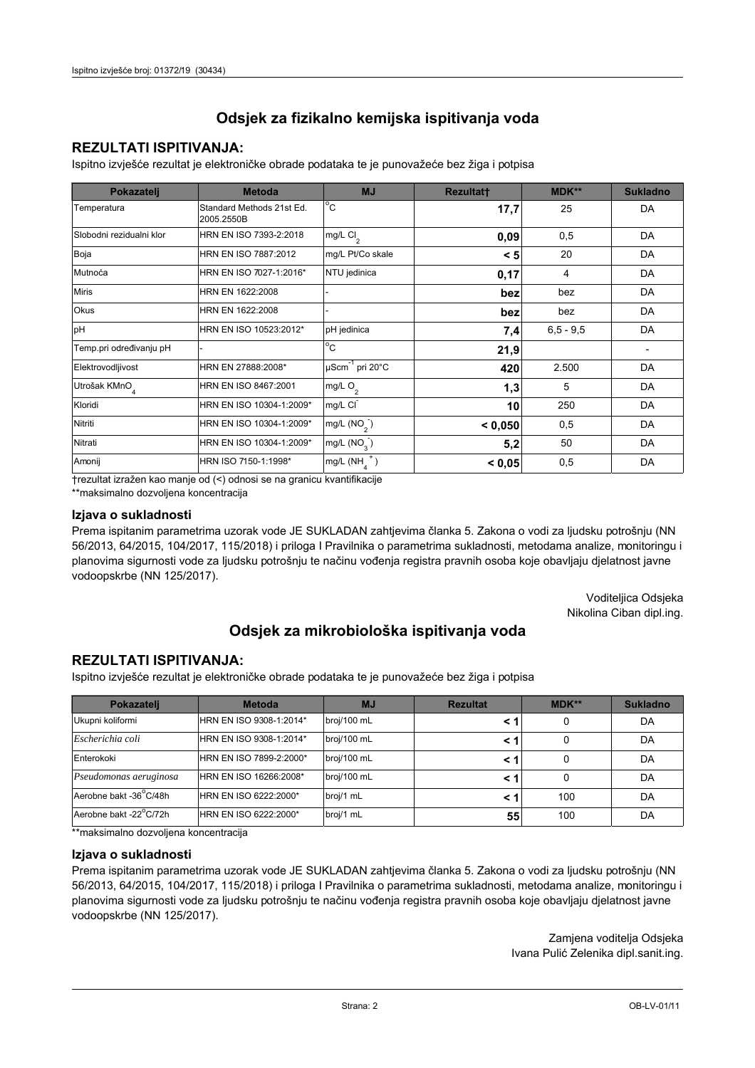Ispitno izvješće broj: 01372/19 (30434)

## Odsjek za fizikalno kemijska ispitivanja voda

### REZULTATI ISPITIVANJA:

Ispitno izvješće rezultat je elektroničke obrade podataka te je punovažeće bez žiga i potpisa

| Pokazatelj | Metoda | MJ | Rezultat† | MDK** | Sukladno |
|---|---|---|---|---|---|
| Temperatura | Standard Methods 21st Ed. 2005.2550B | °C | **17,7** | 25 | DA |
| Slobodni rezidualni klor | HRN EN ISO 7393-2:2018 | mg/L $Cl_2$ | **0,09** | 0,5 | DA |
| Boja | HRN EN ISO 7887:2012 | mg/L Pt/Co skale | **< 5** | 20 | DA |
| Mutnoća | HRN EN ISO 7027-1:2016* | NTU jedinica | **0,17** | 4 | DA |
| Miris | HRN EN 1622:2008 | - | **bez** | bez | DA |
| Okus | HRN EN 1622:2008 | - | **bez** | bez | DA |
| pH | HRN EN ISO 10523:2012* | pH jedinica | **7,4** | 6,5 - 9,5 | DA |
| Temp.pri određivanju pH | - | °C | **21,9** | | - |
| Elektrovodljivost | HRN EN 27888:2008* | $\mu Scm^{-1}$ pri 20°C | **420** | 2.500 | DA |
| Utrošak $KMnO_4$ | HRN EN ISO 8467:2001 | mg/L $O_2$ | **1,3** | 5 | DA |
| Kloridi | HRN EN ISO 10304-1:2009* | mg/L $Cl^-$ | **10** | 250 | DA |
| Nitriti | HRN EN ISO 10304-1:2009* | mg/L ($NO_2^-$) | **< 0,050** | 0,5 | DA |
| Nitrati | HRN EN ISO 10304-1:2009* | mg/L ($NO_3^-$) | **5,2** | 50 | DA |
| Amonij | HRN ISO 7150-1:1998* | mg/L ($NH_4^+$) | **< 0,05** | 0,5 | DA |

†rezultat izražen kao manje od (<) odnosi se na granicu kvantifikacije

**maksimalno dozvoljena koncentracija

### Izjava o sukladnosti

Prema ispitanim parametrima uzorak vode JE SUKLADAN zahtjevima članka 5. Zakona o vodi za ljudsku potrošnju (NN 56/2013, 64/2015, 104/2017, 115/2018) i priloga I Pravilnika o parametrima sukladnosti, metodama analize, monitoringu i planovima sigurnosti vode za ljudsku potrošnju te načinu vođenja registra pravnih osoba koje obavljaju djelatnost javne vodoopskrbe (NN 125/2017).

Voditeljica Odsjeka
Nikolina Ciban dipl.ing.

## Odsjek za mikrobiološka ispitivanja voda

### REZULTATI ISPITIVANJA:

Ispitno izvješće rezultat je elektroničke obrade podataka te je punovažeće bez žiga i potpisa

| Pokazatelj | Metoda | MJ | Rezultat | MDK** | Sukladno |
|---|---|---|---|---|---|
| Ukupni koliformi | HRN EN ISO 9308-1:2014* | broj/100 mL | **< 1** | 0 | DA |
| *Escherichia coli* | HRN EN ISO 9308-1:2014* | broj/100 mL | **< 1** | 0 | DA |
| Enterokoki | HRN EN ISO 7899-2:2000* | broj/100 mL | **< 1** | 0 | DA |
| *Pseudomonas aeruginosa* | HRN EN ISO 16266:2008* | broj/100 mL | **< 1** | 0 | DA |
| Aerobne bakt -36°C/48h | HRN EN ISO 6222:2000* | broj/1 mL | **< 1** | 100 | DA |
| Aerobne bakt -22°C/72h | HRN EN ISO 6222:2000* | broj/1 mL | **55** | 100 | DA |

**maksimalno dozvoljena koncentracija

### Izjava o sukladnosti

Prema ispitanim parametrima uzorak vode JE SUKLADAN zahtjevima članka 5. Zakona o vodi za ljudsku potrošnju (NN 56/2013, 64/2015, 104/2017, 115/2018) i priloga I Pravilnika o parametrima sukladnosti, metodama analize, monitoringu i planovima sigurnosti vode za ljudsku potrošnju te načinu vođenja registra pravnih osoba koje obavljaju djelatnost javne vodoopskrbe (NN 125/2017).

Zamjena voditelja Odsjeka
Ivana Pulić Zelenika dipl.sanit.ing.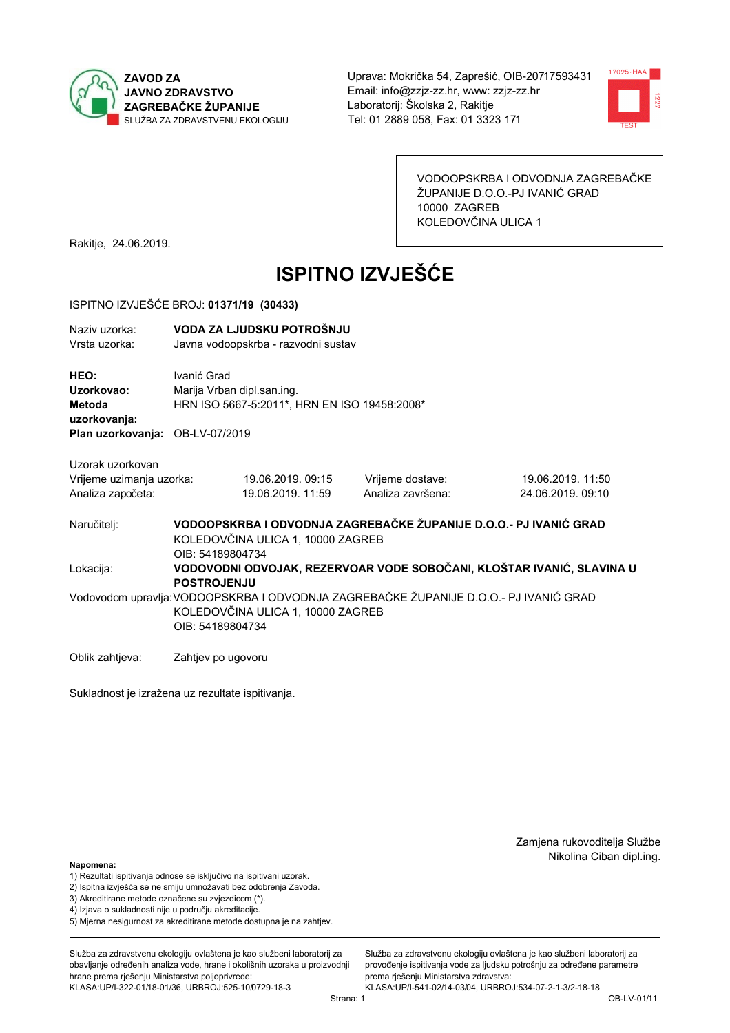**ZAVOD ZA JAVNO ZDRAVSTVO ZAGREBAČKE ŽUPANIJE**
SLUŽBA ZA ZDRAVSTVENU EKOLOGIJU

Uprava: Mokrička 54, Zaprešić, OIB-20717593431
Email: info@zzjz-zz.hr, www: zzjz-zz.hr
Laboratorij: Školska 2, Rakitje
Tel: 01 2889 058, Fax: 01 3323 171

VODOOPSKRBA I ODVODNJA ZAGREBAČKE ŽUPANIJE D.O.O.-PJ IVANIĆ GRAD
10000 ZAGREB
KOLEDOVČINA ULICA 1

Rakitje, 24.06.2019.

# ISPITNO IZVJEŠĆE

ISPITNO IZVJEŠĆE BROJ: **01371/19 (30433)**

Naziv uzorka: **VODA ZA LJUDSKU POTROŠNJU**
Vrsta uzorka: Javna vodoopskrba - razvodni sustav

**HEO:** Ivanić Grad
**Uzorkovao:** Marija Vrban dipl.san.ing.
**Metoda uzorkovanja:** HRN ISO 5667-5:2011*, HRN EN ISO 19458:2008*
**Plan uzorkovanja:** OB-LV-07/2019

Uzorak uzorkovan

| | | | |
|---|---|---|---|
| Vrijeme uzimanja uzorka: | 19.06.2019. 09:15 | Vrijeme dostave: | 19.06.2019. 11:50 |
| Analiza započeta: | 19.06.2019. 11:59 | Analiza završena: | 24.06.2019. 09:10 |

Naručitelj: **VODOOPSKRBA I ODVODNJA ZAGREBAČKE ŽUPANIJE D.O.O.- PJ IVANIĆ GRAD**
KOLEDOVČINA ULICA 1, 10000 ZAGREB
OIB: 54189804734

Lokacija: **VODOVODNI ODVOJAK, REZERVOAR VODE SOBOČANI, KLOŠTAR IVANIĆ, SLAVINA U POSTROJENJU**

Vodovodom upravlja: VODOOPSKRBA I ODVODNJA ZAGREBAČKE ŽUPANIJE D.O.O.- PJ IVANIĆ GRAD
KOLEDOVČINA ULICA 1, 10000 ZAGREB
OIB: 54189804734

Oblik zahtjeva: Zahtjev po ugovoru

Sukladnost je izražena uz rezultate ispitivanja.

Zamjena rukovoditelja Službe
Nikolina Ciban dipl.ing.

**Napomena:**
1) Rezultati ispitivanja odnose se isključivo na ispitivani uzorak.
2) Ispitna izvješća se ne smiju umnožavati bez odobrenja Zavoda.
3) Akreditirane metode označene su zvjezdicom (*).
4) Izjava o sukladnosti nije u području akreditacije.
5) Mjerna nesigurnost za akreditirane metode dostupna je na zahtjev.

Služba za zdravstvenu ekologiju ovlaštena je kao službeni laboratorij za obavljanje određenih analiza vode, hrane i okolišnih uzoraka u proizvodnji hrane prema rješenju Ministarstva poljoprivrede: KLASA:UP/I-322-01/18-01/36, URBROJ:525-10/0729-18-3

Služba za zdravstvenu ekologiju ovlaštena je kao službeni laboratorij za provođenje ispitivanja vode za ljudsku potrošnju za određene parametre prema rješenju Ministarstva zdravstva: KLASA:UP/I-541-02/14-03/04, URBROJ:534-07-2-1-3/2-18-18

OB-LV-01/11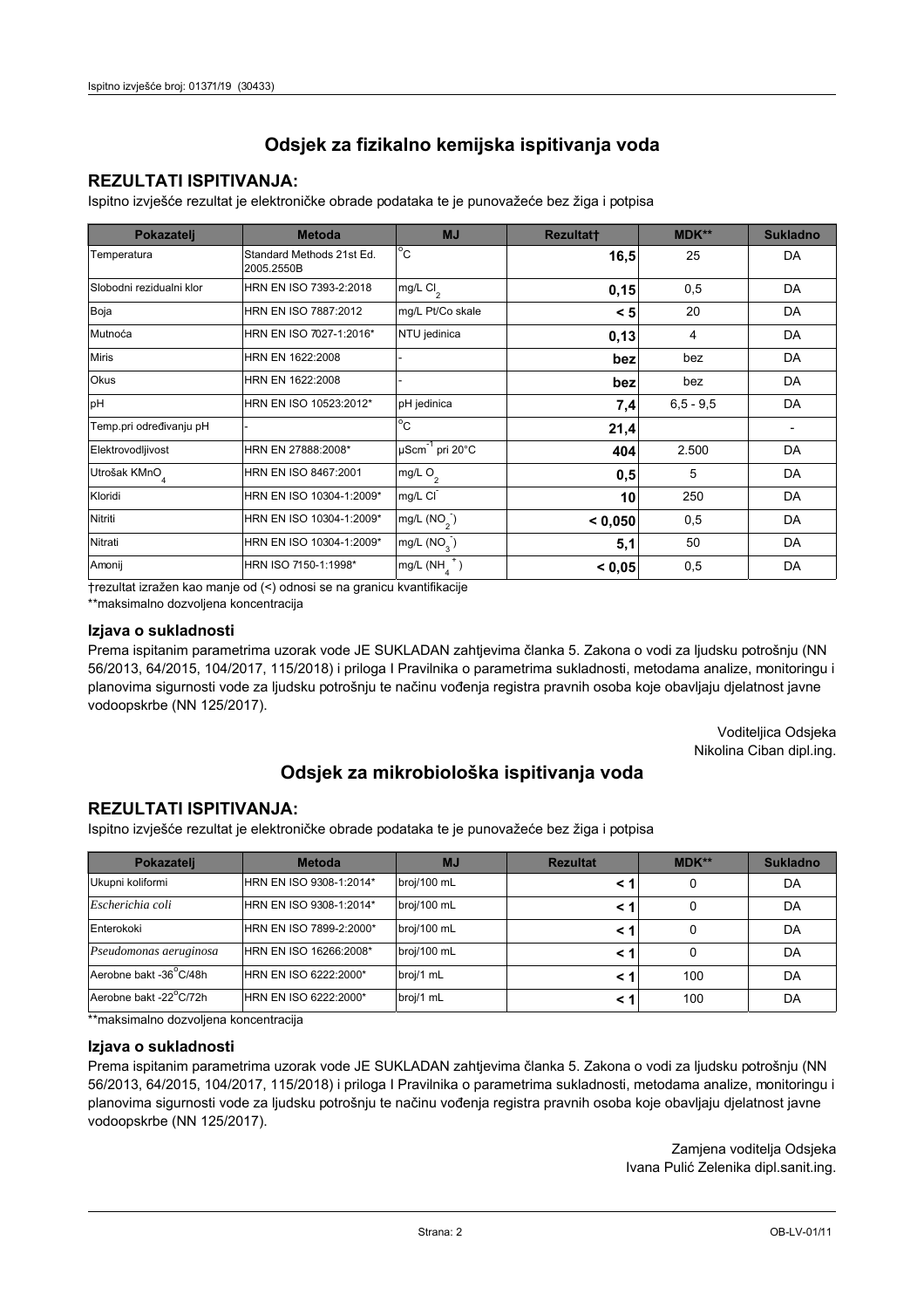## Odsjek za fizikalno kemijska ispitivanja voda

### REZULTATI ISPITIVANJA:

Ispitno izvješće rezultat je elektroničke obrade podataka te je punovažeće bez žiga i potpisa

| Pokazatelj | Metoda | MJ | Rezultat† | MDK** | Sukladno |
|---|---|---|---|---|---|
| Temperatura | Standard Methods 21st Ed. 2005.2550B | °C | **16,5** | 25 | DA |
| Slobodni rezidualni klor | HRN EN ISO 7393-2:2018 | mg/L $Cl_2$ | **0,15** | 0,5 | DA |
| Boja | HRN EN ISO 7887:2012 | mg/L Pt/Co skale | **< 5** | 20 | DA |
| Mutnoća | HRN EN ISO 7027-1:2016* | NTU jedinica | **0,13** | 4 | DA |
| Miris | HRN EN 1622:2008 | - | **bez** | bez | DA |
| Okus | HRN EN 1622:2008 | - | **bez** | bez | DA |
| pH | HRN EN ISO 10523:2012* | pH jedinica | **7,4** | 6,5 - 9,5 | DA |
| Temp.pri određivanju pH | - | °C | **21,4** | | - |
| Elektrovodljivost | HRN EN 27888:2008* | $\mu Scm^{-1}$ pri 20°C | **404** | 2.500 | DA |
| Utrošak $KMnO_4$ | HRN EN ISO 8467:2001 | mg/L $O_2$ | **0,5** | 5 | DA |
| Kloridi | HRN EN ISO 10304-1:2009* | mg/L $Cl^-$ | **10** | 250 | DA |
| Nitriti | HRN EN ISO 10304-1:2009* | mg/L ($NO_2^-$) | **< 0,050** | 0,5 | DA |
| Nitrati | HRN EN ISO 10304-1:2009* | mg/L ($NO_3^-$) | **5,1** | 50 | DA |
| Amonij | HRN ISO 7150-1:1998* | mg/L ($NH_4^+$) | **< 0,05** | 0,5 | DA |

†rezultat izražen kao manje od (<) odnosi se na granicu kvantifikacije

**maksimalno dozvoljena koncentracija

### Izjava o sukladnosti

Prema ispitanim parametrima uzorak vode JE SUKLADAN zahtjevima članka 5. Zakona o vodi za ljudsku potrošnju (NN 56/2013, 64/2015, 104/2017, 115/2018) i priloga I Pravilnika o parametrima sukladnosti, metodama analize, monitoringu i planovima sigurnosti vode za ljudsku potrošnju te načinu vođenja registra pravnih osoba koje obavljaju djelatnost javne vodoopskrbe (NN 125/2017).

Voditeljica Odsjeka
Nikolina Ciban dipl.ing.

## Odsjek za mikrobiološka ispitivanja voda

### REZULTATI ISPITIVANJA:

Ispitno izvješće rezultat je elektroničke obrade podataka te je punovažeće bez žiga i potpisa

| Pokazatelj | Metoda | MJ | Rezultat | MDK** | Sukladno |
|---|---|---|---|---|---|
| Ukupni koliformi | HRN EN ISO 9308-1:2014* | broj/100 mL | **< 1** | 0 | DA |
| *Escherichia coli* | HRN EN ISO 9308-1:2014* | broj/100 mL | **< 1** | 0 | DA |
| Enterokoki | HRN EN ISO 7899-2:2000* | broj/100 mL | **< 1** | 0 | DA |
| *Pseudomonas aeruginosa* | HRN EN ISO 16266:2008* | broj/100 mL | **< 1** | 0 | DA |
| Aerobne bakt -36°C/48h | HRN EN ISO 6222:2000* | broj/1 mL | **< 1** | 100 | DA |
| Aerobne bakt -22°C/72h | HRN EN ISO 6222:2000* | broj/1 mL | **< 1** | 100 | DA |

**maksimalno dozvoljena koncentracija

### Izjava o sukladnosti

Prema ispitanim parametrima uzorak vode JE SUKLADAN zahtjevima članka 5. Zakona o vodi za ljudsku potrošnju (NN 56/2013, 64/2015, 104/2017, 115/2018) i priloga I Pravilnika o parametrima sukladnosti, metodama analize, monitoringu i planovima sigurnosti vode za ljudsku potrošnju te načinu vođenja registra pravnih osoba koje obavljaju djelatnost javne vodoopskrbe (NN 125/2017).

Zamjena voditelja Odsjeka
Ivana Pulić Zelenika dipl.sanit.ing.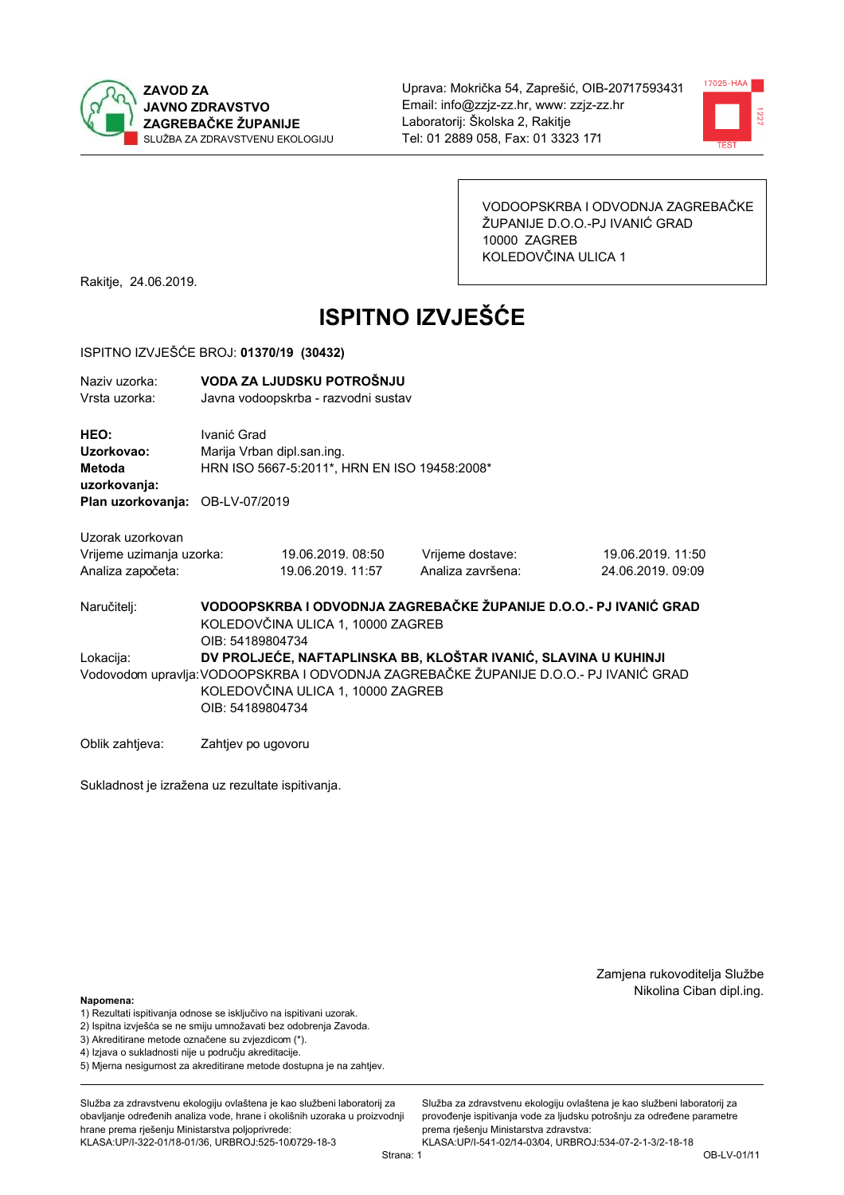ZAVOD ZA JAVNO ZDRAVSTVO ZAGREBAČKE ŽUPANIJE
SLUŽBA ZA ZDRAVSTVENU EKOLOGIJU

Uprava: Mokrička 54, Zaprešić, OIB-20717593431
Email: info@zzjz-zz.hr, www: zzjz-zz.hr
Laboratorij: Školska 2, Rakitje
Tel: 01 2889 058, Fax: 01 3323 171

VODOOPSKRBA I ODVODNJA ZAGREBAČKE ŽUPANIJE D.O.O.-PJ IVANIĆ GRAD
10000 ZAGREB
KOLEDOVČINA ULICA 1

Rakitje, 24.06.2019.

# ISPITNO IZVJEŠĆE

ISPITNO IZVJEŠĆE BROJ: **01370/19 (30432)**

Naziv uzorka: **VODA ZA LJUDSKU POTROŠNJU**
Vrsta uzorka: Javna vodoopskrba - razvodni sustav

**HEO:** Ivanić Grad
**Uzorkovao:** Marija Vrban dipl.san.ing.
**Metoda uzorkovanja:** HRN ISO 5667-5:2011*, HRN EN ISO 19458:2008*
**Plan uzorkovanja:** OB-LV-07/2019

Uzorak uzorkovan

| Vrijeme uzimanja uzorka: | 19.06.2019. 08:50 | Vrijeme dostave: | 19.06.2019. 11:50 |
|---|---|---|---|
| Analiza započeta: | 19.06.2019. 11:57 | Analiza završena: | 24.06.2019. 09:09 |

Naručitelj: **VODOOPSKRBA I ODVODNJA ZAGREBAČKE ŽUPANIJE D.O.O.- PJ IVANIĆ GRAD**
KOLEDOVČINA ULICA 1, 10000 ZAGREB
OIB: 54189804734

Lokacija: **DV PROLJEĆE, NAFTAPLINSKA BB, KLOŠTAR IVANIĆ, SLAVINA U KUHINJI**

Vodovodom upravlja: VODOOPSKRBA I ODVODNJA ZAGREBAČKE ŽUPANIJE D.O.O.- PJ IVANIĆ GRAD
KOLEDOVČINA ULICA 1, 10000 ZAGREB
OIB: 54189804734

Oblik zahtjeva: Zahtjev po ugovoru

Sukladnost je izražena uz rezultate ispitivanja.

Zamjena rukovoditelja Službe
Nikolina Ciban dipl.ing.

**Napomena:**
1) Rezultati ispitivanja odnose se isključivo na ispitivani uzorak.
2) Ispitna izvješća se ne smiju umnožavati bez odobrenja Zavoda.
3) Akreditirane metode označene su zvjezdicom (*).
4) Izjava o sukladnosti nije u području akreditacije.
5) Mjerna nesigurnost za akreditirane metode dostupna je na zahtjev.

Služba za zdravstvenu ekologiju ovlaštena je kao službeni laboratorij za obavljanje određenih analiza vode, hrane i okolišnih uzoraka u proizvodnji hrane prema rješenju Ministarstva poljoprivrede: KLASA:UP/I-322-01/18-01/36, URBROJ:525-10/0729-18-3

Služba za zdravstvenu ekologiju ovlaštena je kao službeni laboratorij za provođenje ispitivanja vode za ljudsku potrošnju za određene parametre prema rješenju Ministarstva zdravstva: KLASA:UP/I-541-02/14-03/04, URBROJ:534-07-2-1-3/2-18-18

OB-LV-01/11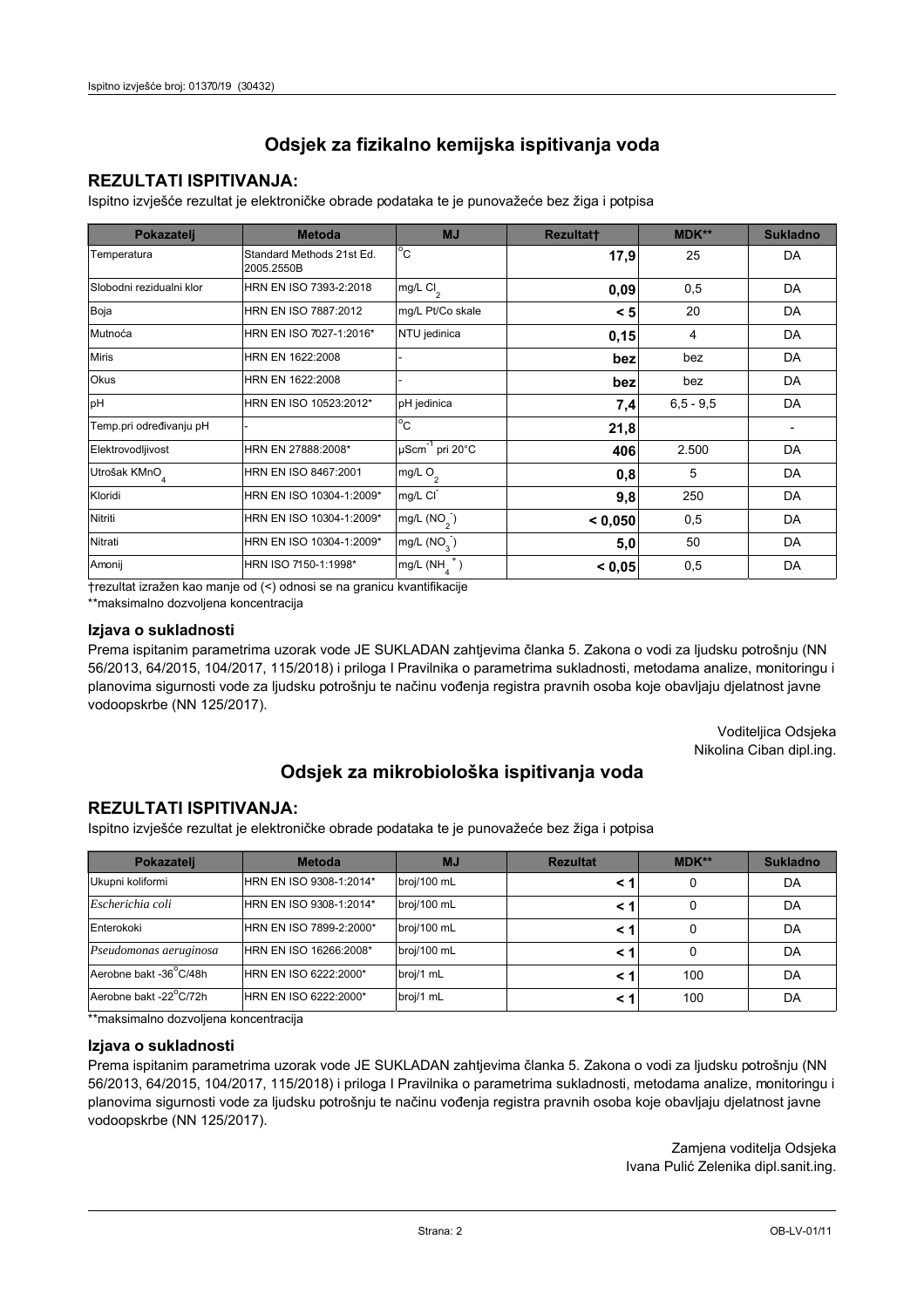# Odsjek za fizikalno kemijska ispitivanja voda

## REZULTATI ISPITIVANJA:

Ispitno izvješće rezultat je elektroničke obrade podataka te je punovažeće bez žiga i potpisa

| Pokazatelj | Metoda | MJ | Rezultat† | MDK** | Sukladno |
|---|---|---|---|---|---|
| Temperatura | Standard Methods 21st Ed. 2005.2550B | °C | **17,9** | 25 | DA |
| Slobodni rezidualni klor | HRN EN ISO 7393-2:2018 | mg/L $Cl_2$ | **0,09** | 0,5 | DA |
| Boja | HRN EN ISO 7887:2012 | mg/L Pt/Co skale | **< 5** | 20 | DA |
| Mutnoća | HRN EN ISO 7027-1:2016* | NTU jedinica | **0,15** | 4 | DA |
| Miris | HRN EN 1622:2008 | - | **bez** | bez | DA |
| Okus | HRN EN 1622:2008 | - | **bez** | bez | DA |
| pH | HRN EN ISO 10523:2012* | pH jedinica | **7,4** | 6,5 - 9,5 | DA |
| Temp.pri određivanju pH | - | °C | **21,8** | | - |
| Elektrovodljivost | HRN EN 27888:2008* | $\mu Scm^{-1}$ pri 20°C | **406** | 2.500 | DA |
| Utrošak $KMnO_4$ | HRN EN ISO 8467:2001 | mg/L $O_2$ | **0,8** | 5 | DA |
| Kloridi | HRN EN ISO 10304-1:2009* | mg/L $Cl^-$ | **9,8** | 250 | DA |
| Nitriti | HRN EN ISO 10304-1:2009* | mg/L ($NO_2^-$) | **< 0,050** | 0,5 | DA |
| Nitrati | HRN EN ISO 10304-1:2009* | mg/L ($NO_3^-$) | **5,0** | 50 | DA |
| Amonij | HRN ISO 7150-1:1998* | mg/L ($NH_4^+$) | **< 0,05** | 0,5 | DA |

†rezultat izražen kao manje od (<) odnosi se na granicu kvantifikacije

**maksimalno dozvoljena koncentracija

### Izjava o sukladnosti

Prema ispitanim parametrima uzorak vode JE SUKLADAN zahtjevima članka 5. Zakona o vodi za ljudsku potrošnju (NN 56/2013, 64/2015, 104/2017, 115/2018) i priloga I Pravilnika o parametrima sukladnosti, metodama analize, monitoringu i planovima sigurnosti vode za ljudsku potrošnju te načinu vođenja registra pravnih osoba koje obavljaju djelatnost javne vodoopskrbe (NN 125/2017).

Voditeljica Odsjeka
Nikolina Ciban dipl.ing.

# Odsjek za mikrobiološka ispitivanja voda

## REZULTATI ISPITIVANJA:

Ispitno izvješće rezultat je elektroničke obrade podataka te je punovažeće bez žiga i potpisa

| Pokazatelj | Metoda | MJ | Rezultat | MDK** | Sukladno |
|---|---|---|---|---|---|
| Ukupni koliformi | HRN EN ISO 9308-1:2014* | broj/100 mL | **< 1** | 0 | DA |
| *Escherichia coli* | HRN EN ISO 9308-1:2014* | broj/100 mL | **< 1** | 0 | DA |
| Enterokoki | HRN EN ISO 7899-2:2000* | broj/100 mL | **< 1** | 0 | DA |
| *Pseudomonas aeruginosa* | HRN EN ISO 16266:2008* | broj/100 mL | **< 1** | 0 | DA |
| Aerobne bakt -36°C/48h | HRN EN ISO 6222:2000* | broj/1 mL | **< 1** | 100 | DA |
| Aerobne bakt -22°C/72h | HRN EN ISO 6222:2000* | broj/1 mL | **< 1** | 100 | DA |

**maksimalno dozvoljena koncentracija

### Izjava o sukladnosti

Prema ispitanim parametrima uzorak vode JE SUKLADAN zahtjevima članka 5. Zakona o vodi za ljudsku potrošnju (NN 56/2013, 64/2015, 104/2017, 115/2018) i priloga I Pravilnika o parametrima sukladnosti, metodama analize, monitoringu i planovima sigurnosti vode za ljudsku potrošnju te načinu vođenja registra pravnih osoba koje obavljaju djelatnost javne vodoopskrbe (NN 125/2017).

Zamjena voditelja Odsjeka
Ivana Pulić Zelenika dipl.sanit.ing.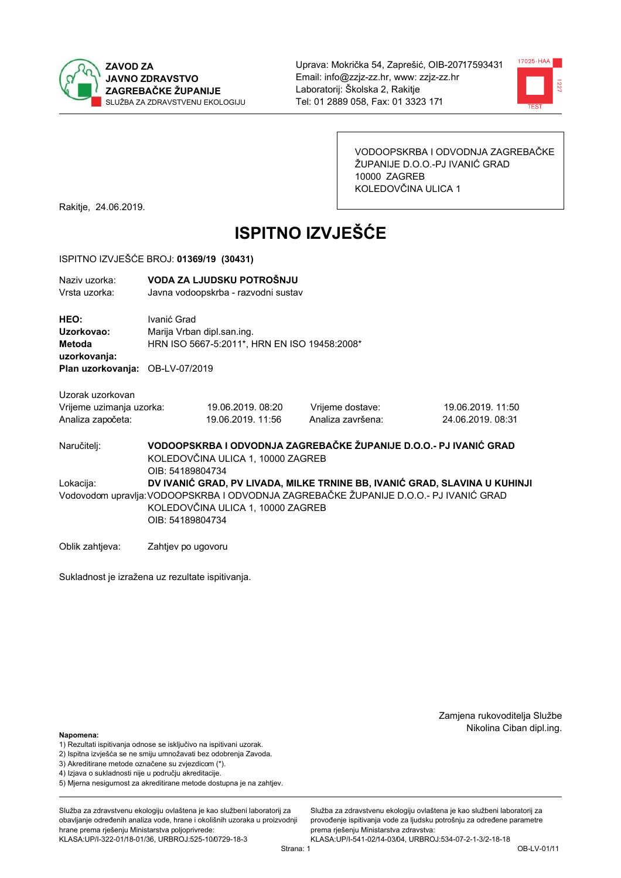ZAVOD ZA JAVNO ZDRAVSTVO ZAGREBAČKE ŽUPANIJE
SLUŽBA ZA ZDRAVSTVENU EKOLOGIJU

Uprava: Mokrička 54, Zaprešić, OIB-20717593431
Email: info@zzjz-zz.hr, www: zzjz-zz.hr
Laboratorij: Školska 2, Rakitje
Tel: 01 2889 058, Fax: 01 3323 171

VODOOPSKRBA I ODVODNJA ZAGREBAČKE ŽUPANIJE D.O.O.-PJ IVANIĆ GRAD
10000 ZAGREB
KOLEDOVČINA ULICA 1

Rakitje, 24.06.2019.

# ISPITNO IZVJEŠĆE

ISPITNO IZVJEŠĆE BROJ: **01369/19 (30431)**

| | |
|---|---|
| Naziv uzorka: | **VODA ZA LJUDSKU POTROŠNJU** |
| Vrsta uzorka: | Javna vodoopskrba - razvodni sustav |

| | |
|---|---|
| **HEO:** | Ivanić Grad |
| **Uzorkovao:** | Marija Vrban dipl.san.ing. |
| **Metoda uzorkovanja:** | HRN ISO 5667-5:2011*, HRN EN ISO 19458:2008* |
| **Plan uzorkovanja:** | OB-LV-07/2019 |

Uzorak uzorkovan

| | | | |
|---|---|---|---|
| Vrijeme uzimanja uzorka: | 19.06.2019. 08:20 | Vrijeme dostave: | 19.06.2019. 11:50 |
| Analiza započeta: | 19.06.2019. 11:56 | Analiza završena: | 24.06.2019. 08:31 |

Naručitelj: **VODOOPSKRBA I ODVODNJA ZAGREBAČKE ŽUPANIJE D.O.O.- PJ IVANIĆ GRAD**
KOLEDOVČINA ULICA 1, 10000 ZAGREB
OIB: 54189804734

Lokacija: **DV IVANIĆ GRAD, PV LIVADA, MILKE TRNINE BB, IVANIĆ GRAD, SLAVINA U KUHINJI**

Vodovodom upravlja: VODOOPSKRBA I ODVODNJA ZAGREBAČKE ŽUPANIJE D.O.O.- PJ IVANIĆ GRAD
KOLEDOVČINA ULICA 1, 10000 ZAGREB
OIB: 54189804734

Oblik zahtjeva: Zahtjev po ugovoru

Sukladnost je izražena uz rezultate ispitivanja.

Zamjena rukovoditelja Službe
Nikolina Ciban dipl.ing.

**Napomena:**
1) Rezultati ispitivanja odnose se isključivo na ispitivani uzorak.
2) Ispitna izvješća se ne smiju umnožavati bez odobrenja Zavoda.
3) Akreditirane metode označene su zvjezdicom (*).
4) Izjava o sukladnosti nije u području akreditacije.
5) Mjerna nesigurnost za akreditirane metode dostupna je na zahtjev.

Služba za zdravstvenu ekologiju ovlaštena je kao službeni laboratorij za obavljanje određenih analiza vode, hrane i okolišnih uzoraka u proizvodnji hrane prema rješenju Ministarstva poljoprivrede: KLASA:UP/I-322-01/18-01/36, URBROJ:525-10/0729-18-3

Služba za zdravstvenu ekologiju ovlaštena je kao službeni laboratorij za provođenje ispitivanja vode za ljudsku potrošnju za određene parametre prema rješenju Ministarstva zdravstva: KLASA:UP/I-541-02/14-03/04, URBROJ:534-07-2-1-3/2-18-18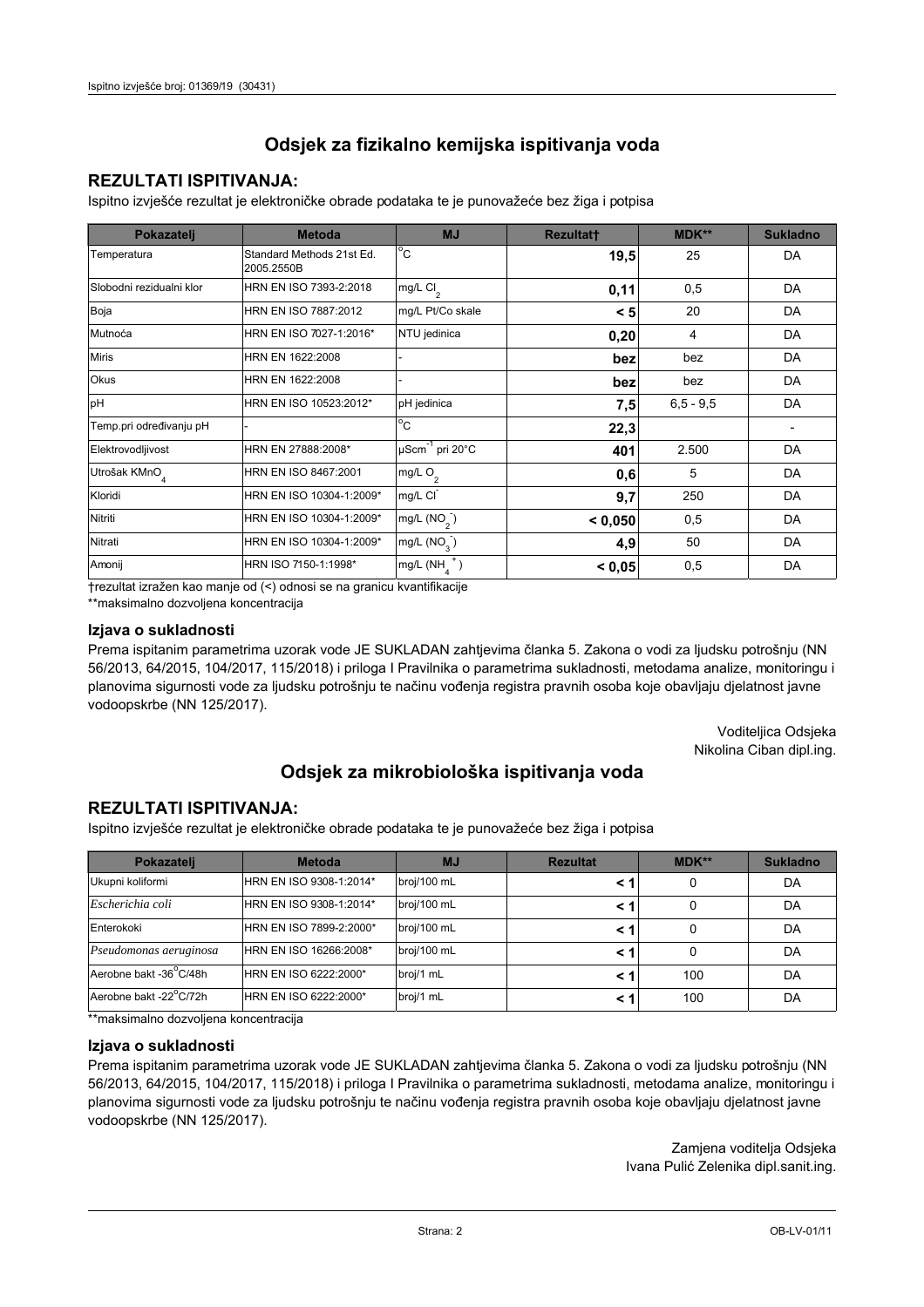# Odsjek za fizikalno kemijska ispitivanja voda

## REZULTATI ISPITIVANJA:

Ispitno izvješće rezultat je elektroničke obrade podataka te je punovažeće bez žiga i potpisa

| Pokazatelj | Metoda | MJ | Rezultat† | MDK** | Sukladno |
|---|---|---|---|---|---|
| Temperatura | Standard Methods 21st Ed. 2005.2550B | °C | **19,5** | 25 | DA |
| Slobodni rezidualni klor | HRN EN ISO 7393-2:2018 | mg/L $Cl_2$ | **0,11** | 0,5 | DA |
| Boja | HRN EN ISO 7887:2012 | mg/L Pt/Co skale | **< 5** | 20 | DA |
| Mutnoća | HRN EN ISO 7027-1:2016* | NTU jedinica | **0,20** | 4 | DA |
| Miris | HRN EN 1622:2008 | - | **bez** | bez | DA |
| Okus | HRN EN 1622:2008 | - | **bez** | bez | DA |
| pH | HRN EN ISO 10523:2012* | pH jedinica | **7,5** | 6,5 - 9,5 | DA |
| Temp.pri određivanju pH | - | °C | **22,3** | | - |
| Elektrovodljivost | HRN EN 27888:2008* | $\mu Scm^{-1}$ pri 20°C | **401** | 2.500 | DA |
| Utrošak $KMnO_4$ | HRN EN ISO 8467:2001 | mg/L $O_2$ | **0,6** | 5 | DA |
| Kloridi | HRN EN ISO 10304-1:2009* | mg/L $Cl^-$ | **9,7** | 250 | DA |
| Nitriti | HRN EN ISO 10304-1:2009* | mg/L ($NO_2^-$) | **< 0,050** | 0,5 | DA |
| Nitrati | HRN EN ISO 10304-1:2009* | mg/L ($NO_3^-$) | **4,9** | 50 | DA |
| Amonij | HRN ISO 7150-1:1998* | mg/L ($NH_4^+$) | **< 0,05** | 0,5 | DA |

†rezultat izražen kao manje od (<) odnosi se na granicu kvantifikacije

**maksimalno dozvoljena koncentracija

### Izjava o sukladnosti

Prema ispitanim parametrima uzorak vode JE SUKLADAN zahtjevima članka 5. Zakona o vodi za ljudsku potrošnju (NN 56/2013, 64/2015, 104/2017, 115/2018) i priloga I Pravilnika o parametrima sukladnosti, metodama analize, monitoringu i planovima sigurnosti vode za ljudsku potrošnju te načinu vođenja registra pravnih osoba koje obavljaju djelatnost javne vodoopskrbe (NN 125/2017).

Voditeljica Odsjeka
Nikolina Ciban dipl.ing.

# Odsjek za mikrobiološka ispitivanja voda

## REZULTATI ISPITIVANJA:

Ispitno izvješće rezultat je elektroničke obrade podataka te je punovažeće bez žiga i potpisa

| Pokazatelj | Metoda | MJ | Rezultat | MDK** | Sukladno |
|---|---|---|---|---|---|
| Ukupni koliformi | HRN EN ISO 9308-1:2014* | broj/100 mL | **< 1** | 0 | DA |
| *Escherichia coli* | HRN EN ISO 9308-1:2014* | broj/100 mL | **< 1** | 0 | DA |
| Enterokoki | HRN EN ISO 7899-2:2000* | broj/100 mL | **< 1** | 0 | DA |
| *Pseudomonas aeruginosa* | HRN EN ISO 16266:2008* | broj/100 mL | **< 1** | 0 | DA |
| Aerobne bakt -36°C/48h | HRN EN ISO 6222:2000* | broj/1 mL | **< 1** | 100 | DA |
| Aerobne bakt -22°C/72h | HRN EN ISO 6222:2000* | broj/1 mL | **< 1** | 100 | DA |

**maksimalno dozvoljena koncentracija

### Izjava o sukladnosti

Prema ispitanim parametrima uzorak vode JE SUKLADAN zahtjevima članka 5. Zakona o vodi za ljudsku potrošnju (NN 56/2013, 64/2015, 104/2017, 115/2018) i priloga I Pravilnika o parametrima sukladnosti, metodama analize, monitoringu i planovima sigurnosti vode za ljudsku potrošnju te načinu vođenja registra pravnih osoba koje obavljaju djelatnost javne vodoopskrbe (NN 125/2017).

Zamjena voditelja Odsjeka
Ivana Pulić Zelenika dipl.sanit.ing.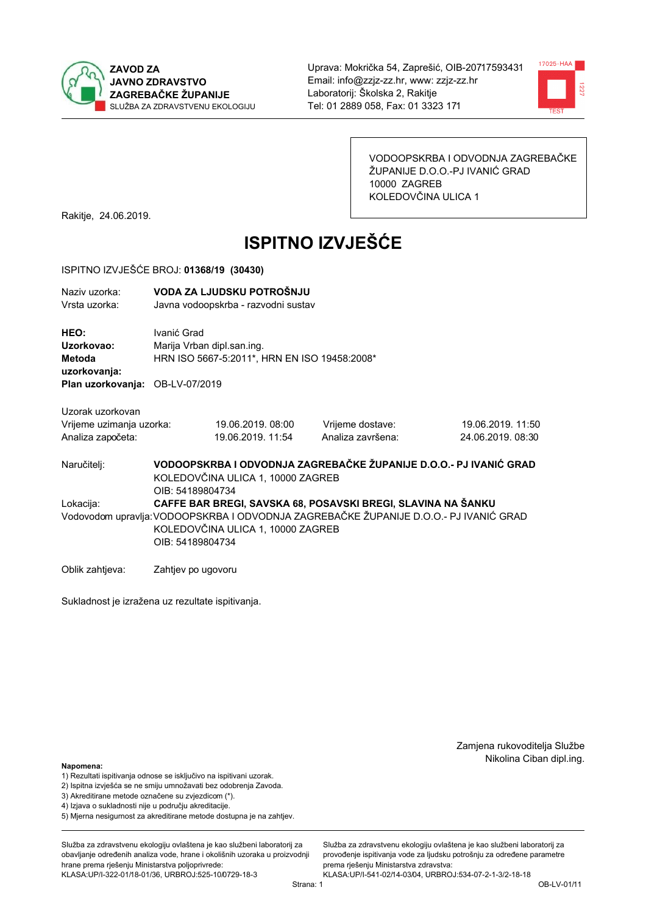**ZAVOD ZA JAVNO ZDRAVSTVO ZAGREBAČKE ŽUPANIJE**
SLUŽBA ZA ZDRAVSTVENU EKOLOGIJU

Uprava: Mokrička 54, Zaprešić, OIB-20717593431
Email: info@zzjz-zz.hr, www: zzjz-zz.hr
Laboratorij: Školska 2, Rakitje
Tel: 01 2889 058, Fax: 01 3323 171

VODOOPSKRBA I ODVODNJA ZAGREBAČKE ŽUPANIJE D.O.O.-PJ IVANIĆ GRAD
10000 ZAGREB
KOLEDOVČINA ULICA 1

Rakitje, 24.06.2019.

# ISPITNO IZVJEŠĆE

ISPITNO IZVJEŠĆE BROJ: **01368/19 (30430)**

Naziv uzorka: **VODA ZA LJUDSKU POTROŠNJU**
Vrsta uzorka: Javna vodoopskrba - razvodni sustav

**HEO:** Ivanić Grad
**Uzorkovao:** Marija Vrban dipl.san.ing.
**Metoda uzorkovanja:** HRN ISO 5667-5:2011*, HRN EN ISO 19458:2008*
**Plan uzorkovanja:** OB-LV-07/2019

Uzorak uzorkovan

| | | | |
|---|---|---|---|
| Vrijeme uzimanja uzorka: | 19.06.2019. 08:00 | Vrijeme dostave: | 19.06.2019. 11:50 |
| Analiza započeta: | 19.06.2019. 11:54 | Analiza završena: | 24.06.2019. 08:30 |

Naručitelj: **VODOOPSKRBA I ODVODNJA ZAGREBAČKE ŽUPANIJE D.O.O.- PJ IVANIĆ GRAD**
KOLEDOVČINA ULICA 1, 10000 ZAGREB
OIB: 54189804734

Lokacija: **CAFFE BAR BREGI, SAVSKA 68, POSAVSKI BREGI, SLAVINA NA ŠANKU**

Vodovodom upravlja: VODOOPSKRBA I ODVODNJA ZAGREBAČKE ŽUPANIJE D.O.O.- PJ IVANIĆ GRAD
KOLEDOVČINA ULICA 1, 10000 ZAGREB
OIB: 54189804734

Oblik zahtjeva: Zahtjev po ugovoru

Sukladnost je izražena uz rezultate ispitivanja.

Zamjena rukovoditelja Službe
Nikolina Ciban dipl.ing.

**Napomena:**
1) Rezultati ispitivanja odnose se isključivo na ispitivani uzorak.
2) Ispitna izvješća se ne smiju umnožavati bez odobrenja Zavoda.
3) Akreditirane metode označene su zvjezdicom (*).
4) Izjava o sukladnosti nije u području akreditacije.
5) Mjerna nesigurnost za akreditirane metode dostupna je na zahtjev.

Služba za zdravstvenu ekologiju ovlaštena je kao službeni laboratorij za obavljanje određenih analiza vode, hrane i okolišnih uzoraka u proizvodnji hrane prema rješenju Ministarstva poljoprivrede: KLASA:UP/I-322-01/18-01/36, URBROJ:525-10/0729-18-3

Služba za zdravstvenu ekologiju ovlaštena je kao službeni laboratorij za provođenje ispitivanja vode za ljudsku potrošnju za određene parametre prema rješenju Ministarstva zdravstva: KLASA:UP/I-541-02/14-03/04, URBROJ:534-07-2-1-3/2-18-18

OB-LV-01/11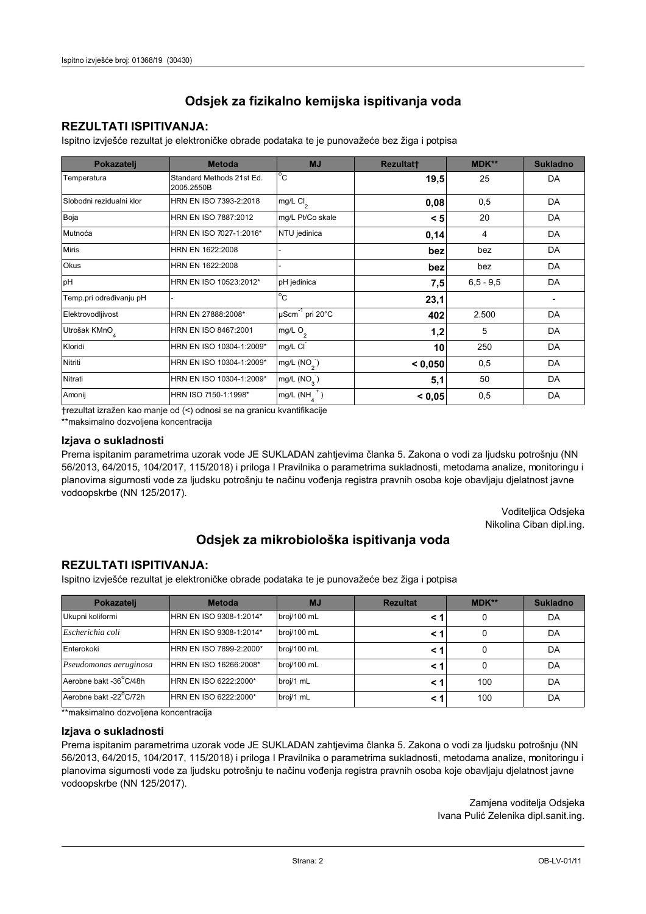# Odsjek za fizikalno kemijska ispitivanja voda

## REZULTATI ISPITIVANJA:

Ispitno izvješće rezultat je elektroničke obrade podataka te je punovažeće bez žiga i potpisa

| Pokazatelj | Metoda | MJ | Rezultat† | MDK** | Sukladno |
|---|---|---|---|---|---|
| Temperatura | Standard Methods 21st Ed. 2005.2550B | °C | **19,5** | 25 | DA |
| Slobodni rezidualni klor | HRN EN ISO 7393-2:2018 | mg/L $Cl_2$ | **0,08** | 0,5 | DA |
| Boja | HRN EN ISO 7887:2012 | mg/L Pt/Co skale | **< 5** | 20 | DA |
| Mutnoća | HRN EN ISO 7027-1:2016* | NTU jedinica | **0,14** | 4 | DA |
| Miris | HRN EN 1622:2008 | - | **bez** | bez | DA |
| Okus | HRN EN 1622:2008 | - | **bez** | bez | DA |
| pH | HRN EN ISO 10523:2012* | pH jedinica | **7,5** | 6,5 - 9,5 | DA |
| Temp.pri određivanju pH | - | °C | **23,1** | | - |
| Elektrovodljivost | HRN EN 27888:2008* | $\mu Scm^{-1}$ pri 20°C | **402** | 2.500 | DA |
| Utrošak $KMnO_4$ | HRN EN ISO 8467:2001 | mg/L $O_2$ | **1,2** | 5 | DA |
| Kloridi | HRN EN ISO 10304-1:2009* | mg/L $Cl^-$ | **10** | 250 | DA |
| Nitriti | HRN EN ISO 10304-1:2009* | mg/L ($NO_2^-$) | **< 0,050** | 0,5 | DA |
| Nitrati | HRN EN ISO 10304-1:2009* | mg/L ($NO_3^-$) | **5,1** | 50 | DA |
| Amonij | HRN ISO 7150-1:1998* | mg/L ($NH_4^+$) | **< 0,05** | 0,5 | DA |

†rezultat izražen kao manje od (<) odnosi se na granicu kvantifikacije

**maksimalno dozvoljena koncentracija

### Izjava o sukladnosti

Prema ispitanim parametrima uzorak vode JE SUKLADAN zahtjevima članka 5. Zakona o vodi za ljudsku potrošnju (NN 56/2013, 64/2015, 104/2017, 115/2018) i priloga I Pravilnika o parametrima sukladnosti, metodama analize, monitoringu i planovima sigurnosti vode za ljudsku potrošnju te načinu vođenja registra pravnih osoba koje obavljaju djelatnost javne vodoopskrbe (NN 125/2017).

Voditeljica Odsjeka
Nikolina Ciban dipl.ing.

# Odsjek za mikrobiološka ispitivanja voda

## REZULTATI ISPITIVANJA:

Ispitno izvješće rezultat je elektroničke obrade podataka te je punovažeće bez žiga i potpisa

| Pokazatelj | Metoda | MJ | Rezultat | MDK** | Sukladno |
|---|---|---|---|---|---|
| Ukupni koliformi | HRN EN ISO 9308-1:2014* | broj/100 mL | **< 1** | 0 | DA |
| *Escherichia coli* | HRN EN ISO 9308-1:2014* | broj/100 mL | **< 1** | 0 | DA |
| Enterokoki | HRN EN ISO 7899-2:2000* | broj/100 mL | **< 1** | 0 | DA |
| *Pseudomonas aeruginosa* | HRN EN ISO 16266:2008* | broj/100 mL | **< 1** | 0 | DA |
| Aerobne bakt -36°C/48h | HRN EN ISO 6222:2000* | broj/1 mL | **< 1** | 100 | DA |
| Aerobne bakt -22°C/72h | HRN EN ISO 6222:2000* | broj/1 mL | **< 1** | 100 | DA |

**maksimalno dozvoljena koncentracija

### Izjava o sukladnosti

Prema ispitanim parametrima uzorak vode JE SUKLADAN zahtjevima članka 5. Zakona o vodi za ljudsku potrošnju (NN 56/2013, 64/2015, 104/2017, 115/2018) i priloga I Pravilnika o parametrima sukladnosti, metodama analize, monitoringu i planovima sigurnosti vode za ljudsku potrošnju te načinu vođenja registra pravnih osoba koje obavljaju djelatnost javne vodoopskrbe (NN 125/2017).

Zamjena voditelja Odsjeka
Ivana Pulić Zelenika dipl.sanit.ing.